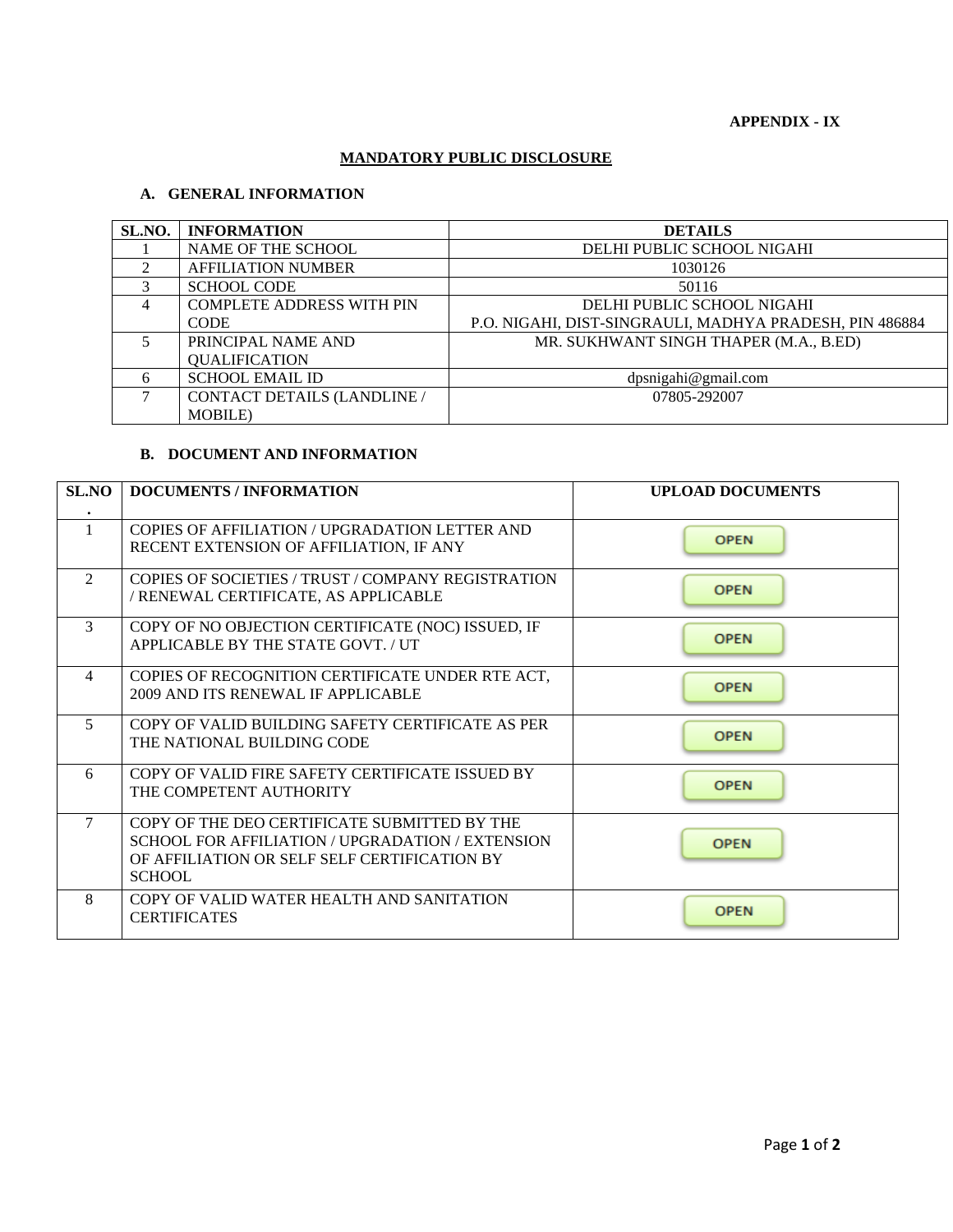**APPENDIX - IX**

## MANDATORY PUBLIC DISCLOSURE

### A. GENERAL INFORMATION

| SL.NO. | INFORMATION | DETAILS |
|---|---|---|
| 1 | NAME OF THE SCHOOL | DELHI PUBLIC SCHOOL NIGAHI |
| 2 | AFFILIATION NUMBER | 1030126 |
| 3 | SCHOOL CODE | 50116 |
| 4 | COMPLETE ADDRESS WITH PIN CODE | DELHI PUBLIC SCHOOL NIGAHI P.O. NIGAHI, DIST-SINGRAULI, MADHYA PRADESH, PIN 486884 |
| 5 | PRINCIPAL NAME AND QUALIFICATION | MR. SUKHWANT SINGH THAPER (M.A., B.ED) |
| 6 | SCHOOL EMAIL ID | dpsnigahi@gmail.com |
| 7 | CONTACT DETAILS (LANDLINE / MOBILE) | 07805-292007 |

### B. DOCUMENT AND INFORMATION

| SL.NO. | DOCUMENTS / INFORMATION | UPLOAD DOCUMENTS |
|---|---|---|
| 1 | COPIES OF AFFILIATION / UPGRADATION LETTER AND RECENT EXTENSION OF AFFILIATION, IF ANY | OPEN |
| 2 | COPIES OF SOCIETIES / TRUST / COMPANY REGISTRATION / RENEWAL CERTIFICATE, AS APPLICABLE | OPEN |
| 3 | COPY OF NO OBJECTION CERTIFICATE (NOC) ISSUED, IF APPLICABLE BY THE STATE GOVT. / UT | OPEN |
| 4 | COPIES OF RECOGNITION CERTIFICATE UNDER RTE ACT, 2009 AND ITS RENEWAL IF APPLICABLE | OPEN |
| 5 | COPY OF VALID BUILDING SAFETY CERTIFICATE AS PER THE NATIONAL BUILDING CODE | OPEN |
| 6 | COPY OF VALID FIRE SAFETY CERTIFICATE ISSUED BY THE COMPETENT AUTHORITY | OPEN |
| 7 | COPY OF THE DEO CERTIFICATE SUBMITTED BY THE SCHOOL FOR AFFILIATION / UPGRADATION / EXTENSION OF AFFILIATION OR SELF SELF CERTIFICATION BY SCHOOL | OPEN |
| 8 | COPY OF VALID WATER HEALTH AND SANITATION CERTIFICATES | OPEN |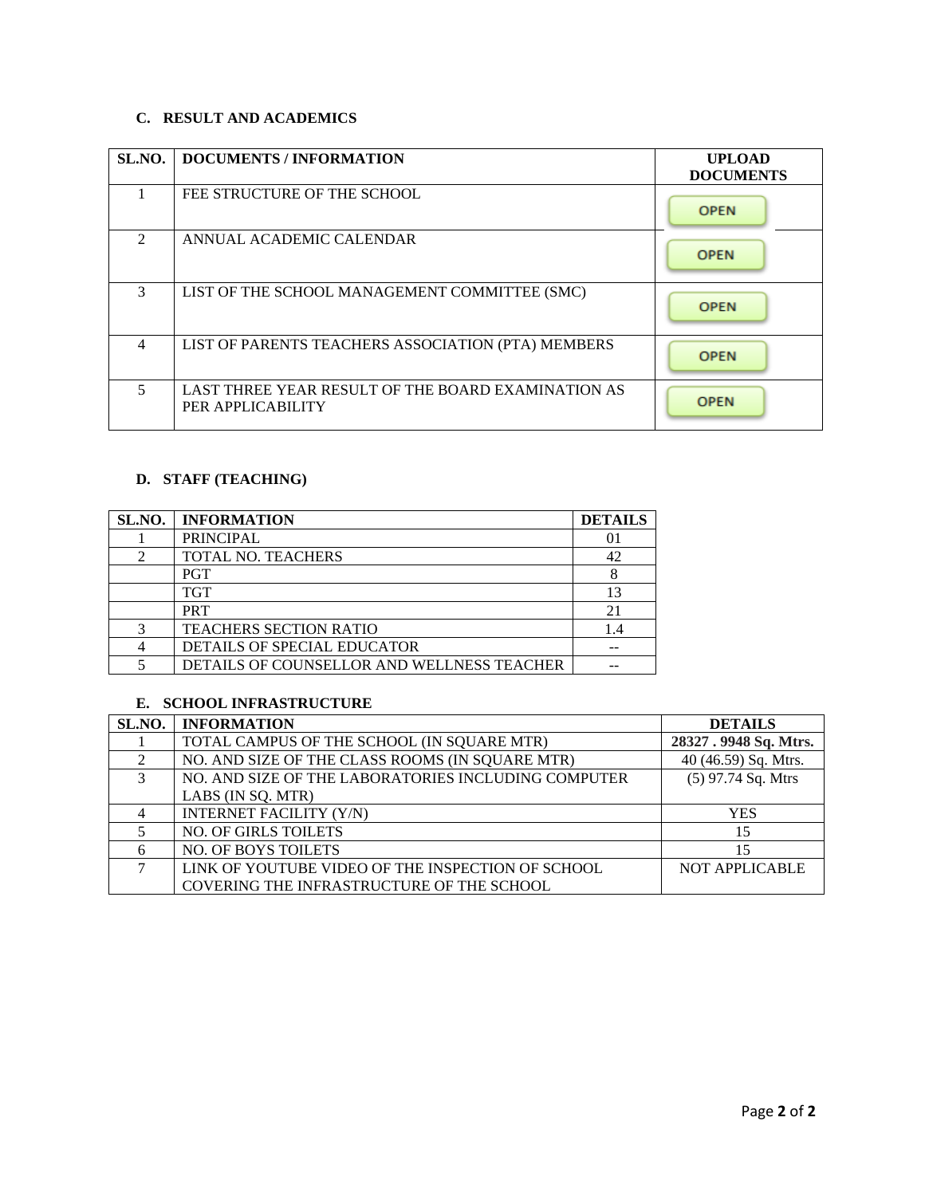### C. RESULT AND ACADEMICS

| SL.NO. | DOCUMENTS / INFORMATION | UPLOAD DOCUMENTS |
|---|---|---|
| 1 | FEE STRUCTURE OF THE SCHOOL | OPEN |
| 2 | ANNUAL ACADEMIC CALENDAR | OPEN |
| 3 | LIST OF THE SCHOOL MANAGEMENT COMMITTEE (SMC) | OPEN |
| 4 | LIST OF PARENTS TEACHERS ASSOCIATION (PTA) MEMBERS | OPEN |
| 5 | LAST THREE YEAR RESULT OF THE BOARD EXAMINATION AS PER APPLICABILITY | OPEN |

### D. STAFF (TEACHING)

| SL.NO. | INFORMATION | DETAILS |
|---|---|---|
| 1 | PRINCIPAL | 01 |
| 2 | TOTAL NO. TEACHERS | 42 |
| | PGT | 8 |
| | TGT | 13 |
| | PRT | 21 |
| 3 | TEACHERS SECTION RATIO | 1.4 |
| 4 | DETAILS OF SPECIAL EDUCATOR | -- |
| 5 | DETAILS OF COUNSELLOR AND WELLNESS TEACHER | -- |

### E. SCHOOL INFRASTRUCTURE

| SL.NO. | INFORMATION | DETAILS |
|---|---|---|
| 1 | TOTAL CAMPUS OF THE SCHOOL (IN SQUARE MTR) | **28327 . 9948 Sq. Mtrs.** |
| 2 | NO. AND SIZE OF THE CLASS ROOMS (IN SQUARE MTR) | 40 (46.59) Sq. Mtrs. |
| 3 | NO. AND SIZE OF THE LABORATORIES INCLUDING COMPUTER LABS (IN SQ. MTR) | (5) 97.74 Sq. Mtrs |
| 4 | INTERNET FACILITY (Y/N) | YES |
| 5 | NO. OF GIRLS TOILETS | 15 |
| 6 | NO. OF BOYS TOILETS | 15 |
| 7 | LINK OF YOUTUBE VIDEO OF THE INSPECTION OF SCHOOL COVERING THE INFRASTRUCTURE OF THE SCHOOL | NOT APPLICABLE |